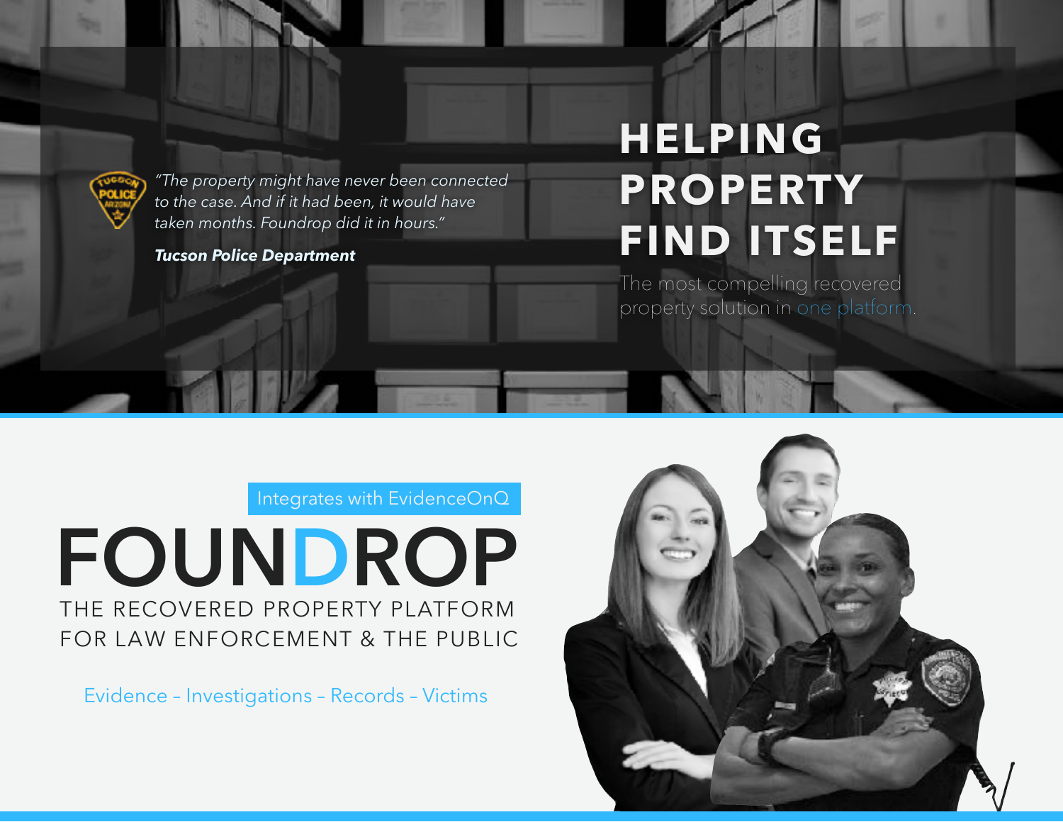# HELPING PROPERTY FIND ITSELF

The most compelling recovered property solution in one platform.

*"The property might have never been connected to the case. And if it had been, it would have taken months. Foundrop did it in hours."*

***Tucson Police Department***

Integrates with EvidenceOnQ

# FOUNDROP

THE RECOVERED PROPERTY PLATFORM FOR LAW ENFORCEMENT & THE PUBLIC

Evidence – Investigations – Records – Victims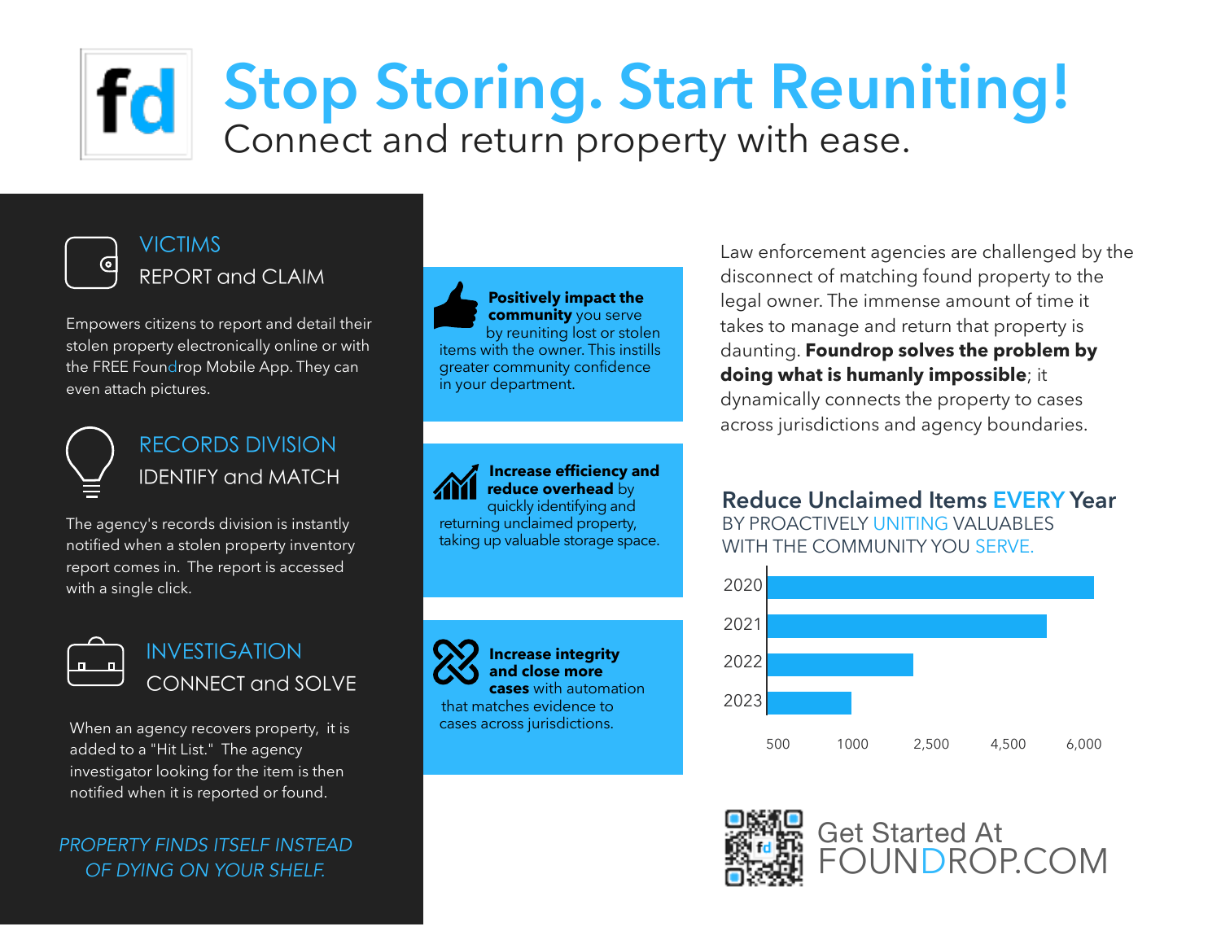# Stop Storing. Start Reuniting!

Connect and return property with ease.

## VICTIMS

REPORT and CLAIM

Empowers citizens to report and detail their stolen property electronically online or with the FREE Foundrop Mobile App. They can even attach pictures.

## RECORDS DIVISION

IDENTIFY and MATCH

The agency's records division is instantly notified when a stolen property inventory report comes in. The report is accessed with a single click.

## INVESTIGATION

CONNECT and SOLVE

When an agency recovers property, it is added to a "Hit List." The agency investigator looking for the item is then notified when it is reported or found.

*PROPERTY FINDS ITSELF INSTEAD OF DYING ON YOUR SHELF.*

**Positively impact the community** you serve by reuniting lost or stolen items with the owner. This instills greater community confidence in your department.

**Increase efficiency and reduce overhead** by quickly identifying and returning unclaimed property, taking up valuable storage space.

**Increase integrity and close more cases** with automation that matches evidence to cases across jurisdictions.

Law enforcement agencies are challenged by the disconnect of matching found property to the legal owner. The immense amount of time it takes to manage and return that property is daunting. **Foundrop solves the problem by doing what is humanly impossible**; it dynamically connects the property to cases across jurisdictions and agency boundaries.

## Reduce Unclaimed Items EVERY Year

BY PROACTIVELY UNITING VALUABLES WITH THE COMMUNITY YOU SERVE.

2020
2021
2022
2023

500 1000 2,500 4,500 6,000

Get Started At FOUNDROP.COM